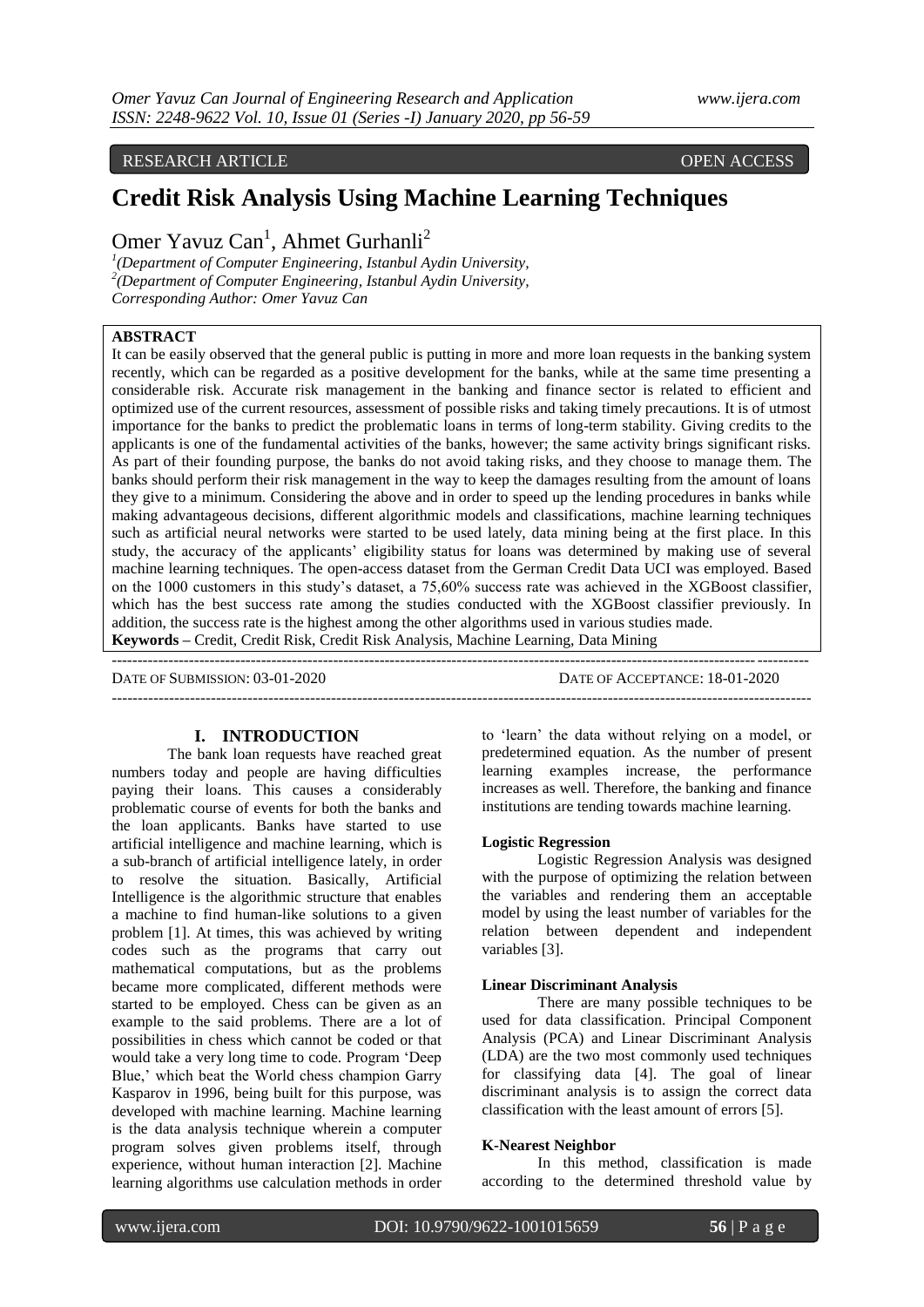RESEARCH ARTICLE OPEN ACCESS

# Credit Risk Analysis Using Machine Learning Techniques

Omer Yavuz Can[1], Ahmet Gurhanli[2]

[1](Department of Computer Engineering, Istanbul Aydin University,
[2](Department of Computer Engineering, Istanbul Aydin University,
Corresponding Author: Omer Yavuz Can

**ABSTRACT**

It can be easily observed that the general public is putting in more and more loan requests in the banking system recently, which can be regarded as a positive development for the banks, while at the same time presenting a considerable risk. Accurate risk management in the banking and finance sector is related to efficient and optimized use of the current resources, assessment of possible risks and taking timely precautions. It is of utmost importance for the banks to predict the problematic loans in terms of long-term stability. Giving credits to the applicants is one of the fundamental activities of the banks, however; the same activity brings significant risks. As part of their founding purpose, the banks do not avoid taking risks, and they choose to manage them. The banks should perform their risk management in the way to keep the damages resulting from the amount of loans they give to a minimum. Considering the above and in order to speed up the lending procedures in banks while making advantageous decisions, different algorithmic models and classifications, machine learning techniques such as artificial neural networks were started to be used lately, data mining being at the first place. In this study, the accuracy of the applicants' eligibility status for loans was determined by making use of several machine learning techniques. The open-access dataset from the German Credit Data UCI was employed. Based on the 1000 customers in this study's dataset, a 75,60% success rate was achieved in the XGBoost classifier, which has the best success rate among the studies conducted with the XGBoost classifier previously. In addition, the success rate is the highest among the other algorithms used in various studies made.

**Keywords –** Credit, Credit Risk, Credit Risk Analysis, Machine Learning, Data Mining

DATE OF SUBMISSION: 03-01-2020 DATE OF ACCEPTANCE: 18-01-2020

## I. INTRODUCTION

The bank loan requests have reached great numbers today and people are having difficulties paying their loans. This causes a considerably problematic course of events for both the banks and the loan applicants. Banks have started to use artificial intelligence and machine learning, which is a sub-branch of artificial intelligence lately, in order to resolve the situation. Basically, Artificial Intelligence is the algorithmic structure that enables a machine to find human-like solutions to a given problem [1]. At times, this was achieved by writing codes such as the programs that carry out mathematical computations, but as the problems became more complicated, different methods were started to be employed. Chess can be given as an example to the said problems. There are a lot of possibilities in chess which cannot be coded or that would take a very long time to code. Program 'Deep Blue,' which beat the World chess champion Garry Kasparov in 1996, being built for this purpose, was developed with machine learning. Machine learning is the data analysis technique wherein a computer program solves given problems itself, through experience, without human interaction [2]. Machine learning algorithms use calculation methods in order to 'learn' the data without relying on a model, or predetermined equation. As the number of present learning examples increase, the performance increases as well. Therefore, the banking and finance institutions are tending towards machine learning.

### Logistic Regression

Logistic Regression Analysis was designed with the purpose of optimizing the relation between the variables and rendering them an acceptable model by using the least number of variables for the relation between dependent and independent variables [3].

### Linear Discriminant Analysis

There are many possible techniques to be used for data classification. Principal Component Analysis (PCA) and Linear Discriminant Analysis (LDA) are the two most commonly used techniques for classifying data [4]. The goal of linear discriminant analysis is to assign the correct data classification with the least amount of errors [5].

### K-Nearest Neighbor

In this method, classification is made according to the determined threshold value by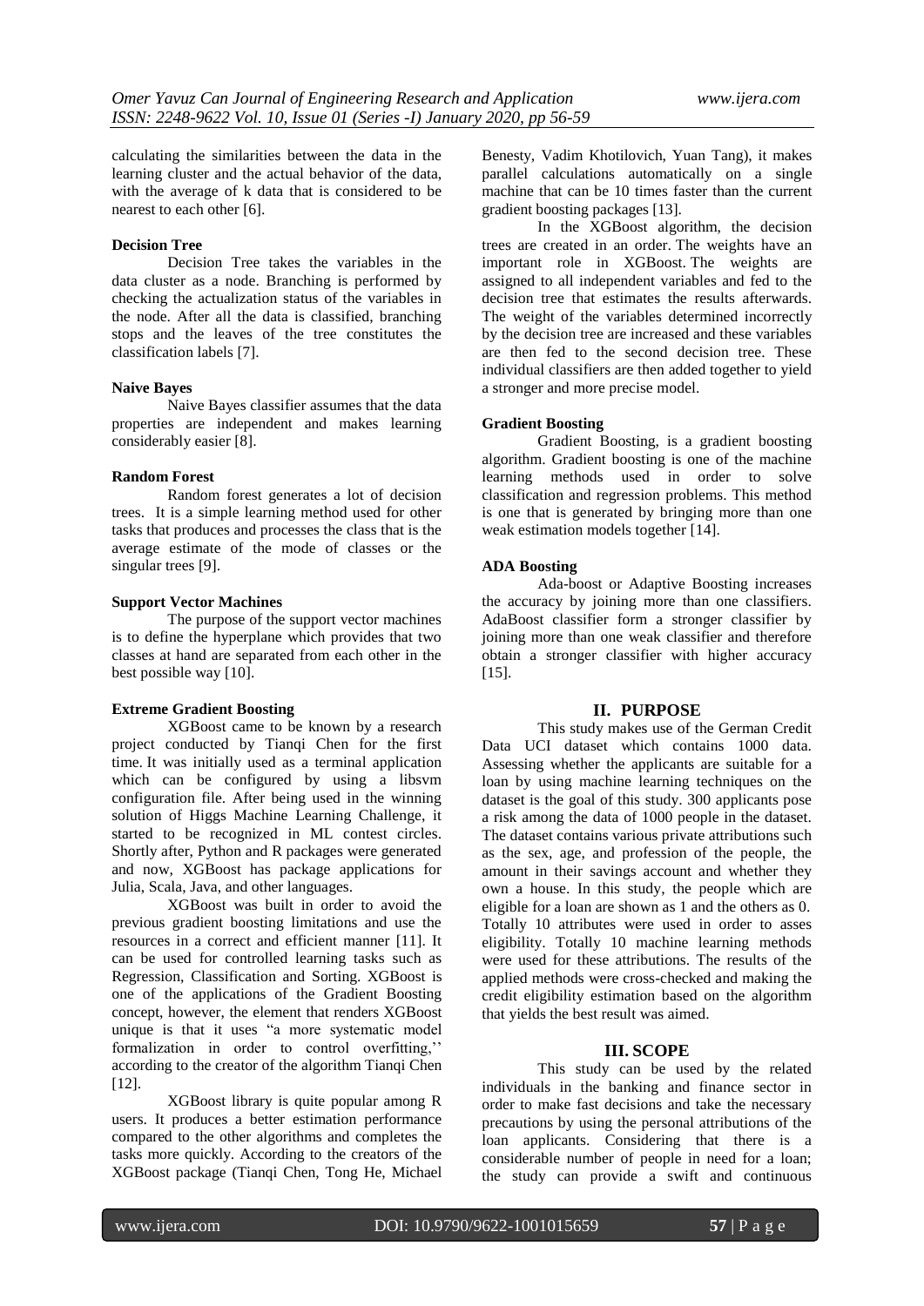calculating the similarities between the data in the learning cluster and the actual behavior of the data, with the average of k data that is considered to be nearest to each other [6].

**Decision Tree**

Decision Tree takes the variables in the data cluster as a node. Branching is performed by checking the actualization status of the variables in the node. After all the data is classified, branching stops and the leaves of the tree constitutes the classification labels [7].

**Naive Bayes**

Naive Bayes classifier assumes that the data properties are independent and makes learning considerably easier [8].

**Random Forest**

Random forest generates a lot of decision trees. It is a simple learning method used for other tasks that produces and processes the class that is the average estimate of the mode of classes or the singular trees [9].

**Support Vector Machines**

The purpose of the support vector machines is to define the hyperplane which provides that two classes at hand are separated from each other in the best possible way [10].

**Extreme Gradient Boosting**

XGBoost came to be known by a research project conducted by Tianqi Chen for the first time. It was initially used as a terminal application which can be configured by using a libsvm configuration file. After being used in the winning solution of Higgs Machine Learning Challenge, it started to be recognized in ML contest circles. Shortly after, Python and R packages were generated and now, XGBoost has package applications for Julia, Scala, Java, and other languages.

XGBoost was built in order to avoid the previous gradient boosting limitations and use the resources in a correct and efficient manner [11]. It can be used for controlled learning tasks such as Regression, Classification and Sorting. XGBoost is one of the applications of the Gradient Boosting concept, however, the element that renders XGBoost unique is that it uses "a more systematic model formalization in order to control overfitting,'' according to the creator of the algorithm Tianqi Chen [12].

XGBoost library is quite popular among R users. It produces a better estimation performance compared to the other algorithms and completes the tasks more quickly. According to the creators of the XGBoost package (Tianqi Chen, Tong He, Michael Benesty, Vadim Khotilovich, Yuan Tang), it makes parallel calculations automatically on a single machine that can be 10 times faster than the current gradient boosting packages [13].

In the XGBoost algorithm, the decision trees are created in an order. The weights have an important role in XGBoost. The weights are assigned to all independent variables and fed to the decision tree that estimates the results afterwards. The weight of the variables determined incorrectly by the decision tree are increased and these variables are then fed to the second decision tree. These individual classifiers are then added together to yield a stronger and more precise model.

**Gradient Boosting**

Gradient Boosting, is a gradient boosting algorithm. Gradient boosting is one of the machine learning methods used in order to solve classification and regression problems. This method is one that is generated by bringing more than one weak estimation models together [14].

**ADA Boosting**

Ada-boost or Adaptive Boosting increases the accuracy by joining more than one classifiers. AdaBoost classifier form a stronger classifier by joining more than one weak classifier and therefore obtain a stronger classifier with higher accuracy [15].

## II. PURPOSE

This study makes use of the German Credit Data UCI dataset which contains 1000 data. Assessing whether the applicants are suitable for a loan by using machine learning techniques on the dataset is the goal of this study. 300 applicants pose a risk among the data of 1000 people in the dataset. The dataset contains various private attributions such as the sex, age, and profession of the people, the amount in their savings account and whether they own a house. In this study, the people which are eligible for a loan are shown as 1 and the others as 0. Totally 10 attributes were used in order to asses eligibility. Totally 10 machine learning methods were used for these attributions. The results of the applied methods were cross-checked and making the credit eligibility estimation based on the algorithm that yields the best result was aimed.

## III. SCOPE

This study can be used by the related individuals in the banking and finance sector in order to make fast decisions and take the necessary precautions by using the personal attributions of the loan applicants. Considering that there is a considerable number of people in need for a loan; the study can provide a swift and continuous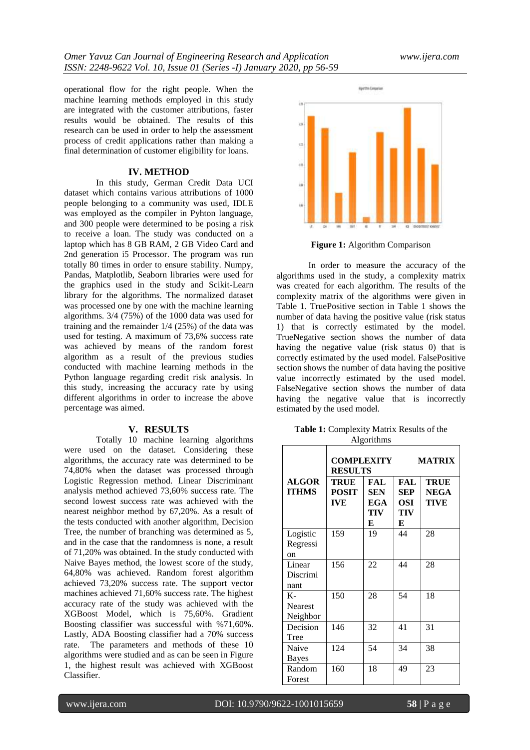operational flow for the right people. When the machine learning methods employed in this study are integrated with the customer attributions, faster results would be obtained. The results of this research can be used in order to help the assessment process of credit applications rather than making a final determination of customer eligibility for loans.

## IV. METHOD

In this study, German Credit Data UCI dataset which contains various attributions of 1000 people belonging to a community was used, IDLE was employed as the compiler in Pyhton language, and 300 people were determined to be posing a risk to receive a loan. The study was conducted on a laptop which has 8 GB RAM, 2 GB Video Card and 2nd generation i5 Processor. The program was run totally 80 times in order to ensure stability. Numpy, Pandas, Matplotlib, Seaborn libraries were used for the graphics used in the study and Scikit-Learn library for the algorithms. The normalized dataset was processed one by one with the machine learning algorithms. 3/4 (75%) of the 1000 data was used for training and the remainder 1/4 (25%) of the data was used for testing. A maximum of 73,6% success rate was achieved by means of the random forest algorithm as a result of the previous studies conducted with machine learning methods in the Python language regarding credit risk analysis. In this study, increasing the accuracy rate by using different algorithms in order to increase the above percentage was aimed.

## V. RESULTS

Totally 10 machine learning algorithms were used on the dataset. Considering these algorithms, the accuracy rate was determined to be 74,80% when the dataset was processed through Logistic Regression method. Linear Discriminant analysis method achieved 73,60% success rate. The second lowest success rate was achieved with the nearest neighbor method by 67,20%. As a result of the tests conducted with another algorithm, Decision Tree, the number of branching was determined as 5, and in the case that the randomness is none, a result of 71,20% was obtained. In the study conducted with Naive Bayes method, the lowest score of the study, 64,80% was achieved. Random forest algorithm achieved 73,20% success rate. The support vector machines achieved 71,60% success rate. The highest accuracy rate of the study was achieved with the XGBoost Model, which is 75,60%. Gradient Boosting classifier was successful with %71,60%. Lastly, ADA Boosting classifier had a 70% success rate. The parameters and methods of these 10 algorithms were studied and as can be seen in Figure 1, the highest result was achieved with XGBoost Classifier.

**Figure 1:** Algorithm Comparison

In order to measure the accuracy of the algorithms used in the study, a complexity matrix was created for each algorithm. The results of the complexity matrix of the algorithms were given in Table 1. TruePositive section in Table 1 shows the number of data having the positive value (risk status 1) that is correctly estimated by the model. TrueNegative section shows the number of data having the negative value (risk status 0) that is correctly estimated by the used model. FalsePositive section shows the number of data having the positive value incorrectly estimated by the used model. FalseNegative section shows the number of data having the negative value that is incorrectly estimated by the used model.

**Table 1:** Complexity Matrix Results of the Algorithms

| ALGORITHMS | COMPLEXITY MATRIX RESULTS | | | |
|---|---|---|---|---|
| | TRUE POSITIVE | FALSE NEGATIVE | FALSE POSITIVE | TRUE NEGATIVE |
| Logistic Regression | 159 | 19 | 44 | 28 |
| Linear Discriminant | 156 | 22 | 44 | 28 |
| K-Nearest Neighbor | 150 | 28 | 54 | 18 |
| Decision Tree | 146 | 32 | 41 | 31 |
| Naive Bayes | 124 | 54 | 34 | 38 |
| Random Forest | 160 | 18 | 49 | 23 |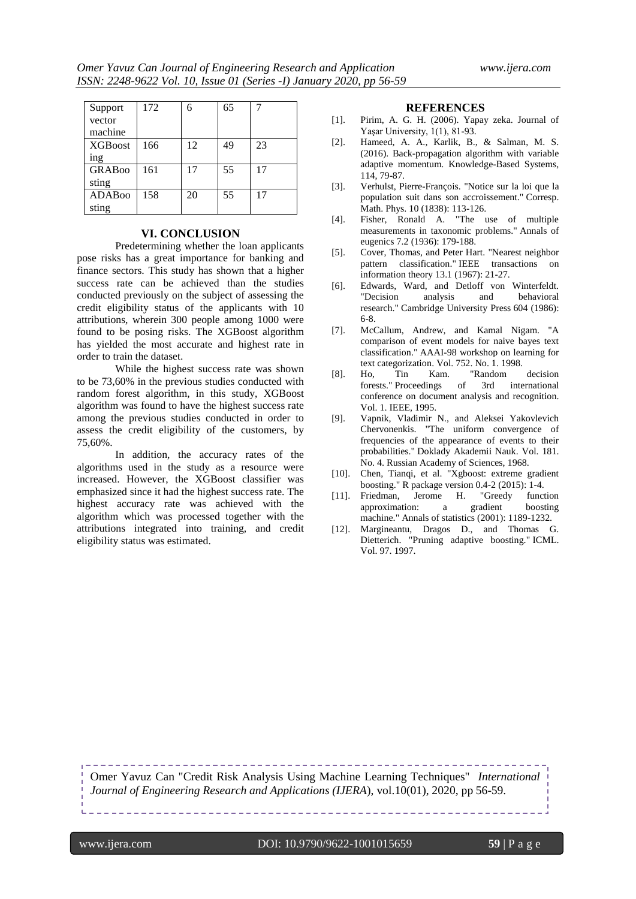| | | | | |
|---|---|---|---|---|
| Support vector machine | 172 | 6 | 65 | 7 |
| XGBoosting | 166 | 12 | 49 | 23 |
| GRABoosting | 161 | 17 | 55 | 17 |
| ADABoosting | 158 | 20 | 55 | 17 |

## VI. CONCLUSION

Predetermining whether the loan applicants pose risks has a great importance for banking and finance sectors. This study has shown that a higher success rate can be achieved than the studies conducted previously on the subject of assessing the credit eligibility status of the applicants with 10 attributions, wherein 300 people among 1000 were found to be posing risks. The XGBoost algorithm has yielded the most accurate and highest rate in order to train the dataset.

While the highest success rate was shown to be 73,60% in the previous studies conducted with random forest algorithm, in this study, XGBoost algorithm was found to have the highest success rate among the previous studies conducted in order to assess the credit eligibility of the customers, by 75,60%.

In addition, the accuracy rates of the algorithms used in the study as a resource were increased. However, the XGBoost classifier was emphasized since it had the highest success rate. The highest accuracy rate was achieved with the algorithm which was processed together with the attributions integrated into training, and credit eligibility status was estimated.

## REFERENCES

[1]. Pirim, A. G. H. (2006). Yapay zeka. Journal of Yaşar University, 1(1), 81-93.

[2]. Hameed, A. A., Karlik, B., & Salman, M. S. (2016). Back-propagation algorithm with variable adaptive momentum. Knowledge-Based Systems, 114, 79-87.

[3]. Verhulst, Pierre-François. "Notice sur la loi que la population suit dans son accroissement." Corresp. Math. Phys. 10 (1838): 113-126.

[4]. Fisher, Ronald A. "The use of multiple measurements in taxonomic problems." Annals of eugenics 7.2 (1936): 179-188.

[5]. Cover, Thomas, and Peter Hart. "Nearest neighbor pattern classification." IEEE transactions on information theory 13.1 (1967): 21-27.

[6]. Edwards, Ward, and Detloff von Winterfeldt. "Decision analysis and behavioral research." Cambridge University Press 604 (1986): 6-8.

[7]. McCallum, Andrew, and Kamal Nigam. "A comparison of event models for naive bayes text classification." AAAI-98 workshop on learning for text categorization. Vol. 752. No. 1. 1998.

[8]. Ho, Tin Kam. "Random decision forests." Proceedings of 3rd international conference on document analysis and recognition. Vol. 1. IEEE, 1995.

[9]. Vapnik, Vladimir N., and Aleksei Yakovlevich Chervonenkis. "The uniform convergence of frequencies of the appearance of events to their probabilities." Doklady Akademii Nauk. Vol. 181. No. 4. Russian Academy of Sciences, 1968.

[10]. Chen, Tianqi, et al. "Xgboost: extreme gradient boosting." R package version 0.4-2 (2015): 1-4.

[11]. Friedman, Jerome H. "Greedy function approximation: a gradient boosting machine." Annals of statistics (2001): 1189-1232.

[12]. Margineantu, Dragos D., and Thomas G. Dietterich. "Pruning adaptive boosting." ICML. Vol. 97. 1997.

Omer Yavuz Can "Credit Risk Analysis Using Machine Learning Techniques" *International Journal of Engineering Research and Applications (IJERA*), vol.10(01), 2020, pp 56-59.